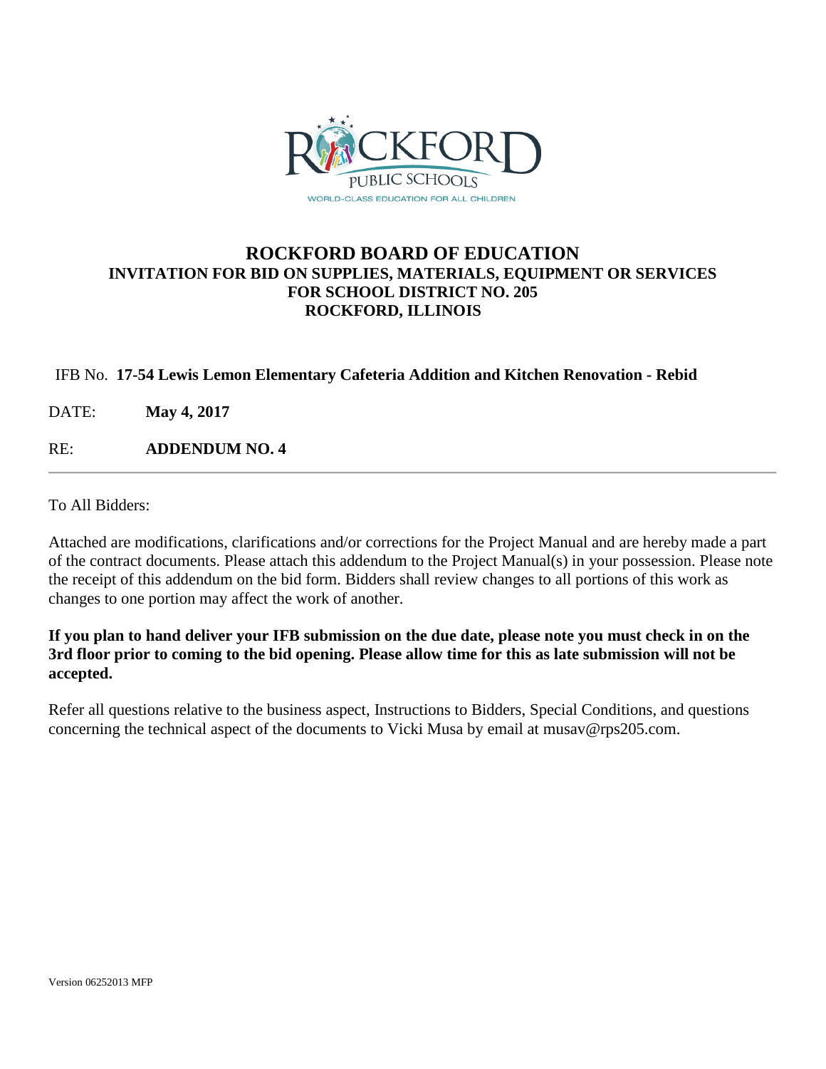ROCKFORD PUBLIC SCHOOLS
WORLD-CLASS EDUCATION FOR ALL CHILDREN

# ROCKFORD BOARD OF EDUCATION

## INVITATION FOR BID ON SUPPLIES, MATERIALS, EQUIPMENT OR SERVICES FOR SCHOOL DISTRICT NO. 205 ROCKFORD, ILLINOIS

IFB No. **17-54 Lewis Lemon Elementary Cafeteria Addition and Kitchen Renovation - Rebid**

DATE: **May 4, 2017**

RE: **ADDENDUM NO. 4**

---

To All Bidders:

Attached are modifications, clarifications and/or corrections for the Project Manual and are hereby made a part of the contract documents. Please attach this addendum to the Project Manual(s) in your possession. Please note the receipt of this addendum on the bid form. Bidders shall review changes to all portions of this work as changes to one portion may affect the work of another.

**If you plan to hand deliver your IFB submission on the due date, please note you must check in on the 3rd floor prior to coming to the bid opening. Please allow time for this as late submission will not be accepted.**

Refer all questions relative to the business aspect, Instructions to Bidders, Special Conditions, and questions concerning the technical aspect of the documents to Vicki Musa by email at musav@rps205.com.

Version 06252013 MFP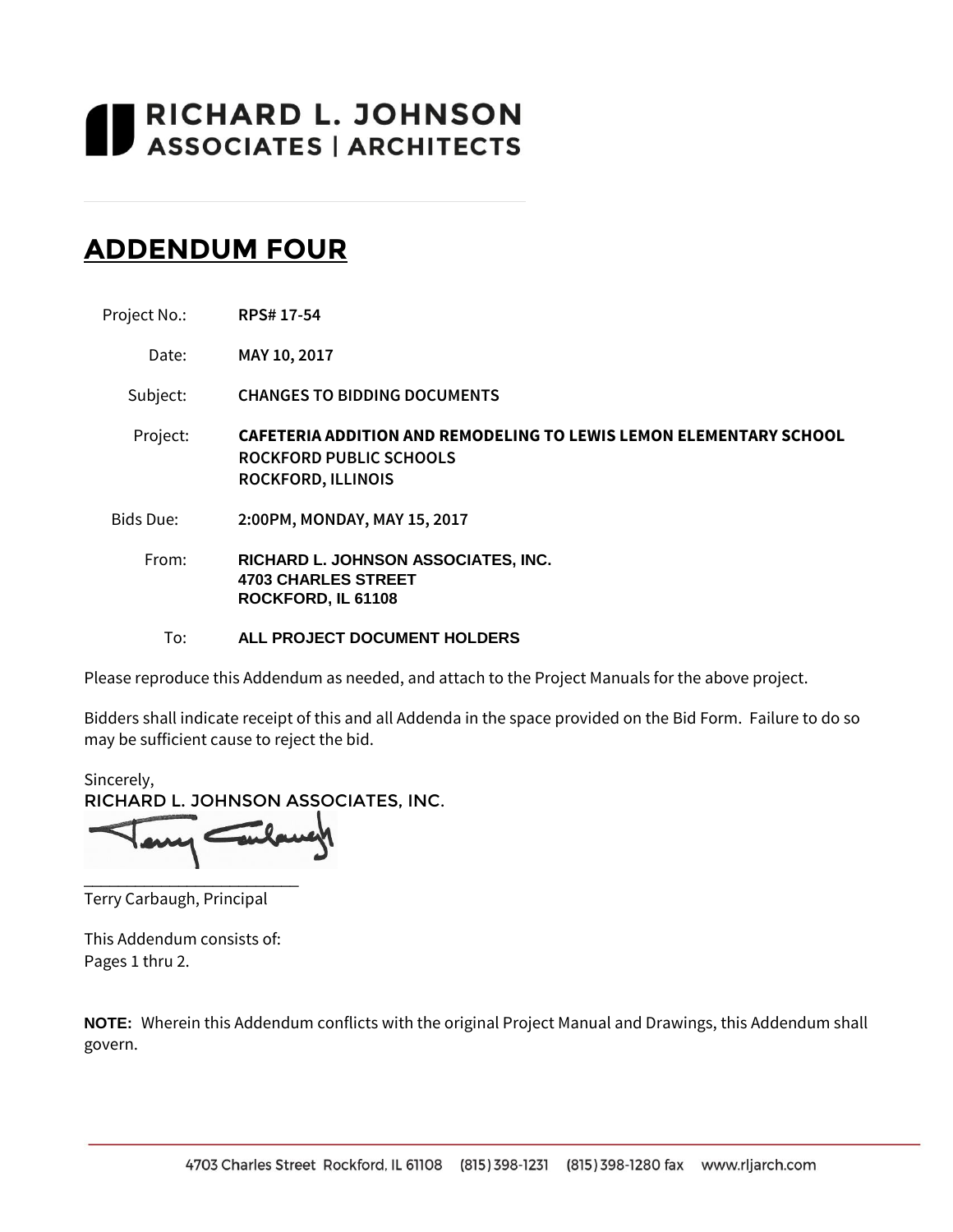# RICHARD L. JOHNSON ASSOCIATES | ARCHITECTS

# ADDENDUM FOUR

| | |
|---|---|
| Project No.: | **RPS# 17-54** |
| Date: | **MAY 10, 2017** |
| Subject: | **CHANGES TO BIDDING DOCUMENTS** |
| Project: | **CAFETERIA ADDITION AND REMODELING TO LEWIS LEMON ELEMENTARY SCHOOL**<br>**ROCKFORD PUBLIC SCHOOLS**<br>**ROCKFORD, ILLINOIS** |
| Bids Due: | **2:00PM, MONDAY, MAY 15, 2017** |
| From: | **RICHARD L. JOHNSON ASSOCIATES, INC.**<br>**4703 CHARLES STREET**<br>**ROCKFORD, IL 61108** |
| To: | **ALL PROJECT DOCUMENT HOLDERS** |

Please reproduce this Addendum as needed, and attach to the Project Manuals for the above project.

Bidders shall indicate receipt of this and all Addenda in the space provided on the Bid Form. Failure to do so may be sufficient cause to reject the bid.

Sincerely,
RICHARD L. JOHNSON ASSOCIATES, INC.

Terry Carbaugh, Principal

This Addendum consists of:
Pages 1 thru 2.

**NOTE:** Wherein this Addendum conflicts with the original Project Manual and Drawings, this Addendum shall govern.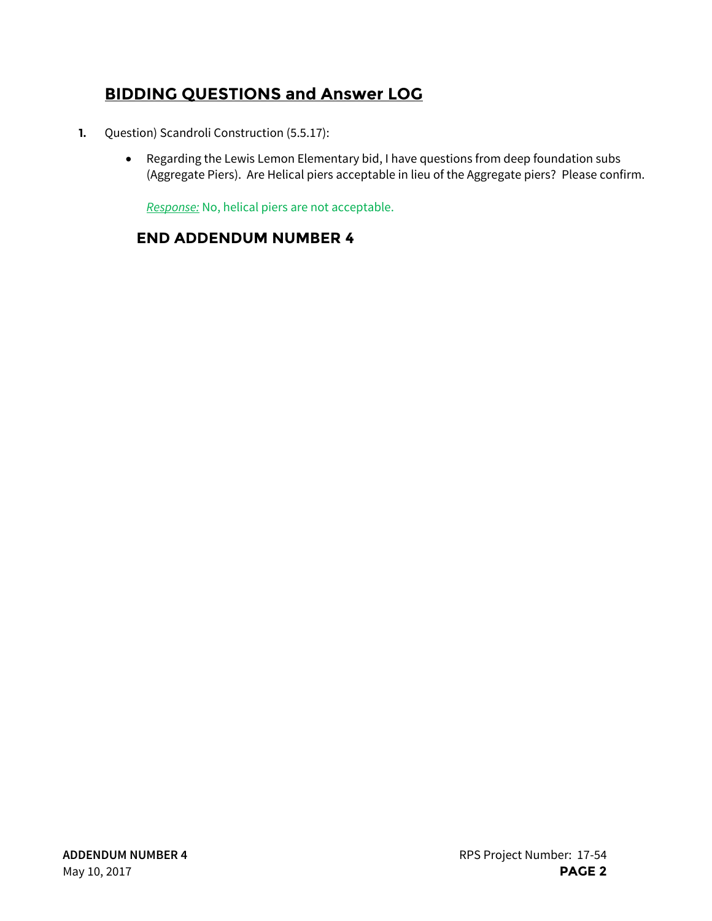## BIDDING QUESTIONS and Answer LOG

1. Question) Scandroli Construction (5.5.17):

   - Regarding the Lewis Lemon Elementary bid, I have questions from deep foundation subs (Aggregate Piers). Are Helical piers acceptable in lieu of the Aggregate piers? Please confirm.

   *Response:* No, helical piers are not acceptable.

### END ADDENDUM NUMBER 4